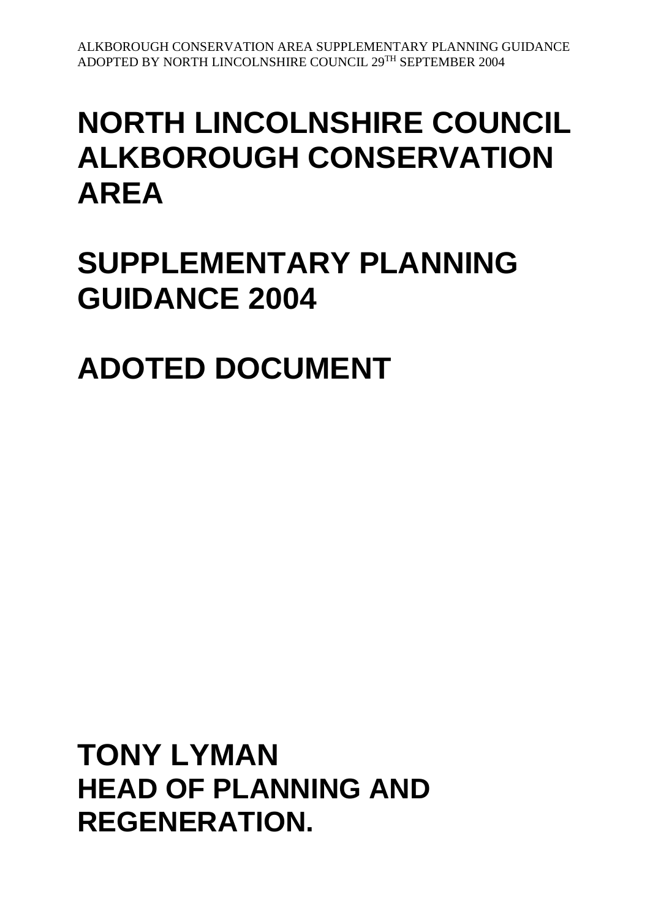# NORTH LINCOLNSHIRE COUNCIL ALKBOROUGH CONSERVATION AREA

# SUPPLEMENTARY PLANNING GUIDANCE 2004

# ADOTED DOCUMENT

**TONY LYMAN**
**HEAD OF PLANNING AND REGENERATION.**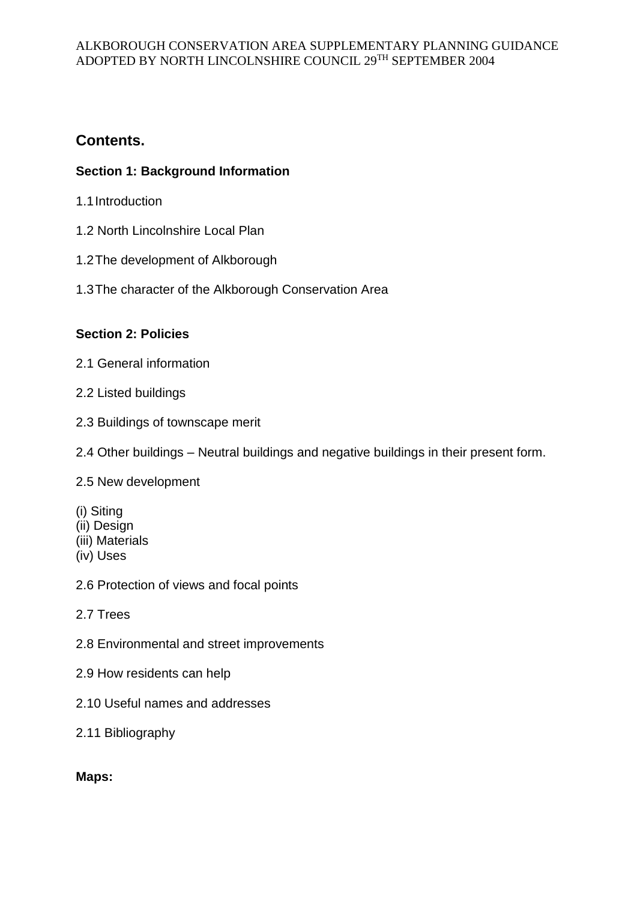# Contents.

## Section 1: Background Information

1.1 Introduction

1.2 North Lincolnshire Local Plan

1.2 The development of Alkborough

1.3 The character of the Alkborough Conservation Area

## Section 2: Policies

2.1 General information

2.2 Listed buildings

2.3 Buildings of townscape merit

2.4 Other buildings – Neutral buildings and negative buildings in their present form.

2.5 New development

(i) Siting
(ii) Design
(iii) Materials
(iv) Uses

2.6 Protection of views and focal points

2.7 Trees

2.8 Environmental and street improvements

2.9 How residents can help

2.10 Useful names and addresses

2.11 Bibliography

**Maps:**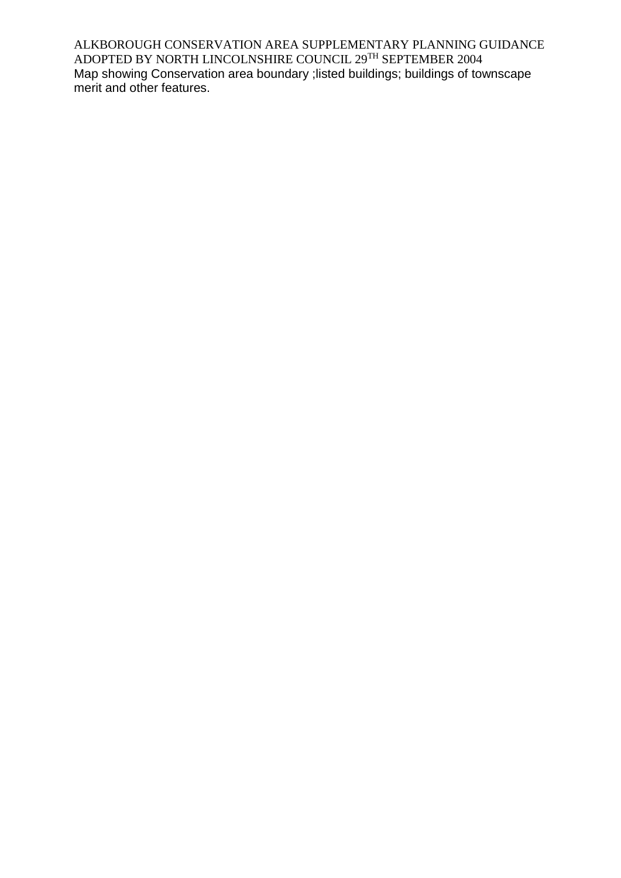ALKBOROUGH CONSERVATION AREA SUPPLEMENTARY PLANNING GUIDANCE
ADOPTED BY NORTH LINCOLNSHIRE COUNCIL 29TH SEPTEMBER 2004

Map showing Conservation area boundary ;listed buildings; buildings of townscape merit and other features.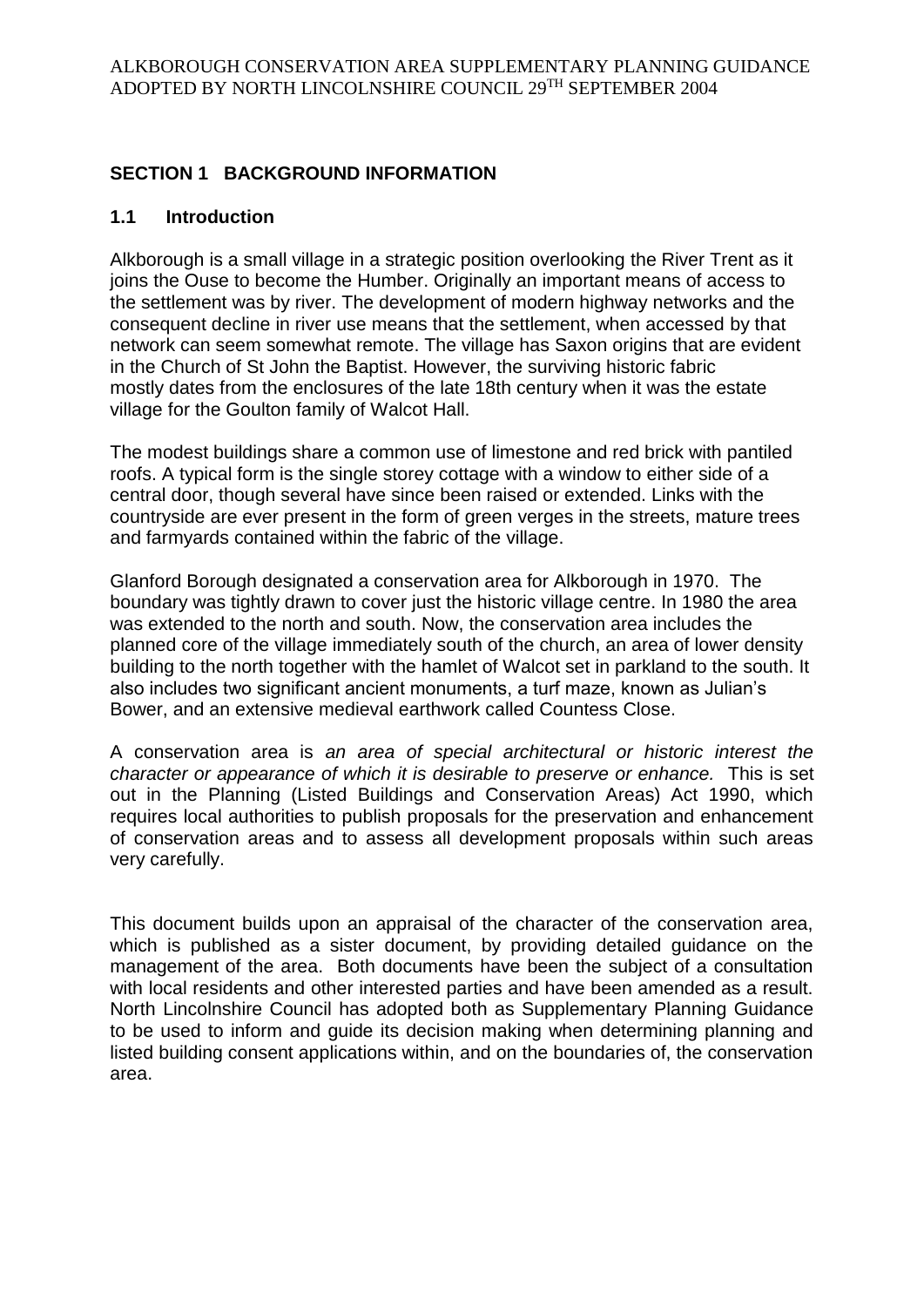## SECTION 1 BACKGROUND INFORMATION

### 1.1 Introduction

Alkborough is a small village in a strategic position overlooking the River Trent as it joins the Ouse to become the Humber. Originally an important means of access to the settlement was by river. The development of modern highway networks and the consequent decline in river use means that the settlement, when accessed by that network can seem somewhat remote. The village has Saxon origins that are evident in the Church of St John the Baptist. However, the surviving historic fabric mostly dates from the enclosures of the late 18th century when it was the estate village for the Goulton family of Walcot Hall.

The modest buildings share a common use of limestone and red brick with pantiled roofs. A typical form is the single storey cottage with a window to either side of a central door, though several have since been raised or extended. Links with the countryside are ever present in the form of green verges in the streets, mature trees and farmyards contained within the fabric of the village.

Glanford Borough designated a conservation area for Alkborough in 1970. The boundary was tightly drawn to cover just the historic village centre. In 1980 the area was extended to the north and south. Now, the conservation area includes the planned core of the village immediately south of the church, an area of lower density building to the north together with the hamlet of Walcot set in parkland to the south. It also includes two significant ancient monuments, a turf maze, known as Julian's Bower, and an extensive medieval earthwork called Countess Close.

A conservation area is *an area of special architectural or historic interest the character or appearance of which it is desirable to preserve or enhance.* This is set out in the Planning (Listed Buildings and Conservation Areas) Act 1990, which requires local authorities to publish proposals for the preservation and enhancement of conservation areas and to assess all development proposals within such areas very carefully.

This document builds upon an appraisal of the character of the conservation area, which is published as a sister document, by providing detailed guidance on the management of the area. Both documents have been the subject of a consultation with local residents and other interested parties and have been amended as a result. North Lincolnshire Council has adopted both as Supplementary Planning Guidance to be used to inform and guide its decision making when determining planning and listed building consent applications within, and on the boundaries of, the conservation area.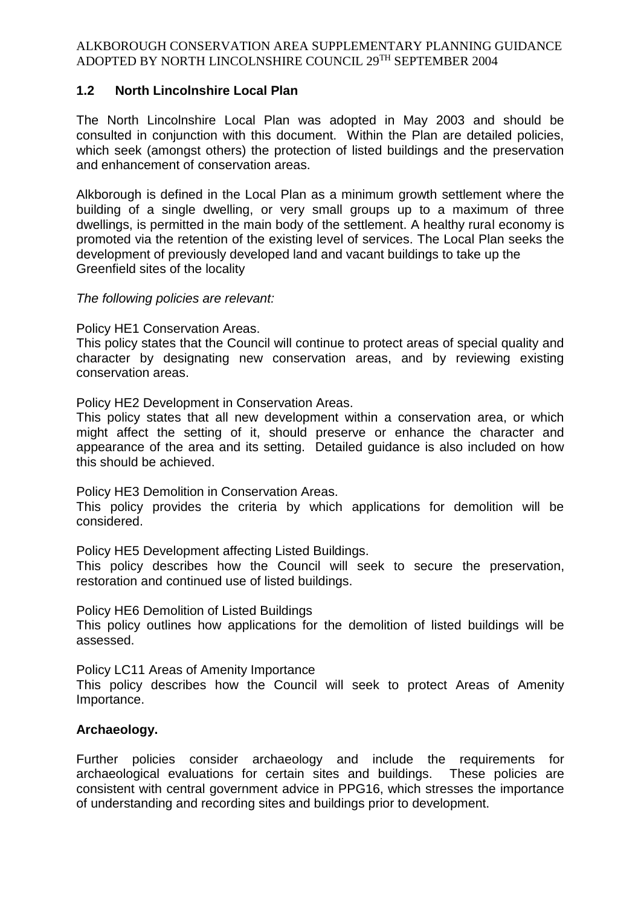## 1.2 North Lincolnshire Local Plan

The North Lincolnshire Local Plan was adopted in May 2003 and should be consulted in conjunction with this document. Within the Plan are detailed policies, which seek (amongst others) the protection of listed buildings and the preservation and enhancement of conservation areas.

Alkborough is defined in the Local Plan as a minimum growth settlement where the building of a single dwelling, or very small groups up to a maximum of three dwellings, is permitted in the main body of the settlement. A healthy rural economy is promoted via the retention of the existing level of services. The Local Plan seeks the development of previously developed land and vacant buildings to take up the Greenfield sites of the locality

*The following policies are relevant:*

Policy HE1 Conservation Areas.
This policy states that the Council will continue to protect areas of special quality and character by designating new conservation areas, and by reviewing existing conservation areas.

Policy HE2 Development in Conservation Areas.
This policy states that all new development within a conservation area, or which might affect the setting of it, should preserve or enhance the character and appearance of the area and its setting. Detailed guidance is also included on how this should be achieved.

Policy HE3 Demolition in Conservation Areas.
This policy provides the criteria by which applications for demolition will be considered.

Policy HE5 Development affecting Listed Buildings.
This policy describes how the Council will seek to secure the preservation, restoration and continued use of listed buildings.

Policy HE6 Demolition of Listed Buildings
This policy outlines how applications for the demolition of listed buildings will be assessed.

Policy LC11 Areas of Amenity Importance
This policy describes how the Council will seek to protect Areas of Amenity Importance.

**Archaeology.**

Further policies consider archaeology and include the requirements for archaeological evaluations for certain sites and buildings. These policies are consistent with central government advice in PPG16, which stresses the importance of understanding and recording sites and buildings prior to development.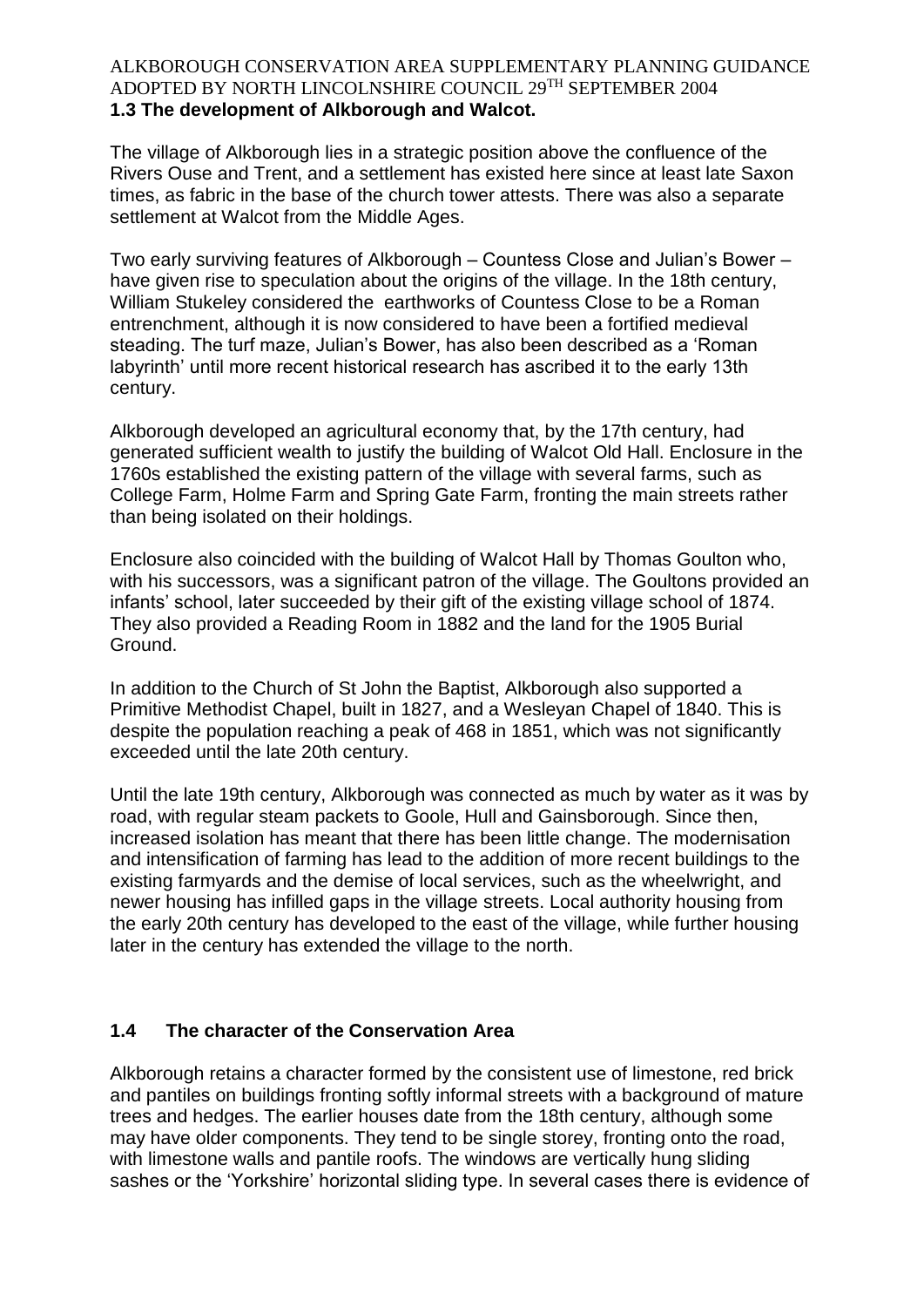## 1.3 The development of Alkborough and Walcot.

The village of Alkborough lies in a strategic position above the confluence of the Rivers Ouse and Trent, and a settlement has existed here since at least late Saxon times, as fabric in the base of the church tower attests. There was also a separate settlement at Walcot from the Middle Ages.

Two early surviving features of Alkborough – Countess Close and Julian's Bower – have given rise to speculation about the origins of the village. In the 18th century, William Stukeley considered the earthworks of Countess Close to be a Roman entrenchment, although it is now considered to have been a fortified medieval steading. The turf maze, Julian's Bower, has also been described as a 'Roman labyrinth' until more recent historical research has ascribed it to the early 13th century.

Alkborough developed an agricultural economy that, by the 17th century, had generated sufficient wealth to justify the building of Walcot Old Hall. Enclosure in the 1760s established the existing pattern of the village with several farms, such as College Farm, Holme Farm and Spring Gate Farm, fronting the main streets rather than being isolated on their holdings.

Enclosure also coincided with the building of Walcot Hall by Thomas Goulton who, with his successors, was a significant patron of the village. The Goultons provided an infants' school, later succeeded by their gift of the existing village school of 1874. They also provided a Reading Room in 1882 and the land for the 1905 Burial Ground.

In addition to the Church of St John the Baptist, Alkborough also supported a Primitive Methodist Chapel, built in 1827, and a Wesleyan Chapel of 1840. This is despite the population reaching a peak of 468 in 1851, which was not significantly exceeded until the late 20th century.

Until the late 19th century, Alkborough was connected as much by water as it was by road, with regular steam packets to Goole, Hull and Gainsborough. Since then, increased isolation has meant that there has been little change. The modernisation and intensification of farming has lead to the addition of more recent buildings to the existing farmyards and the demise of local services, such as the wheelwright, and newer housing has infilled gaps in the village streets. Local authority housing from the early 20th century has developed to the east of the village, while further housing later in the century has extended the village to the north.

## 1.4 The character of the Conservation Area

Alkborough retains a character formed by the consistent use of limestone, red brick and pantiles on buildings fronting softly informal streets with a background of mature trees and hedges. The earlier houses date from the 18th century, although some may have older components. They tend to be single storey, fronting onto the road, with limestone walls and pantile roofs. The windows are vertically hung sliding sashes or the 'Yorkshire' horizontal sliding type. In several cases there is evidence of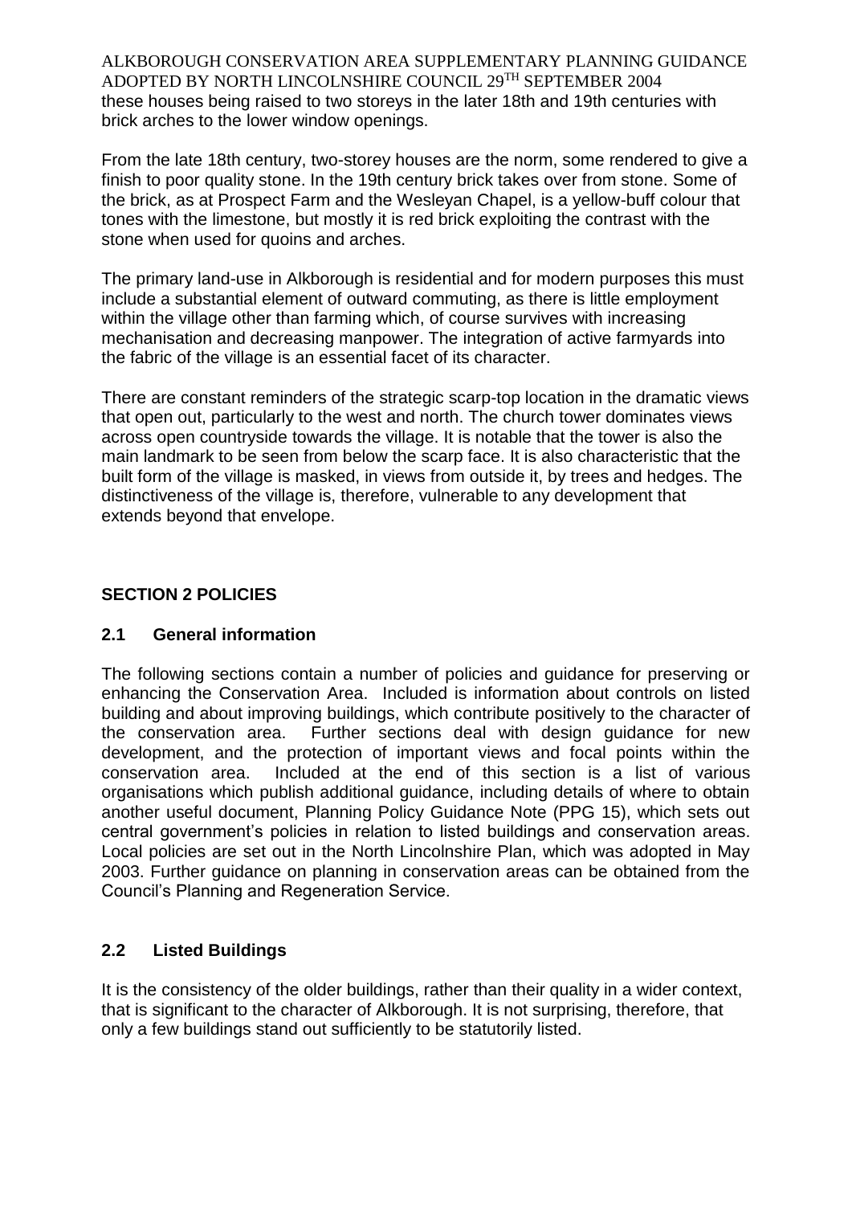these houses being raised to two storeys in the later 18th and 19th centuries with brick arches to the lower window openings.

From the late 18th century, two-storey houses are the norm, some rendered to give a finish to poor quality stone. In the 19th century brick takes over from stone. Some of the brick, as at Prospect Farm and the Wesleyan Chapel, is a yellow-buff colour that tones with the limestone, but mostly it is red brick exploiting the contrast with the stone when used for quoins and arches.

The primary land-use in Alkborough is residential and for modern purposes this must include a substantial element of outward commuting, as there is little employment within the village other than farming which, of course survives with increasing mechanisation and decreasing manpower. The integration of active farmyards into the fabric of the village is an essential facet of its character.

There are constant reminders of the strategic scarp-top location in the dramatic views that open out, particularly to the west and north. The church tower dominates views across open countryside towards the village. It is notable that the tower is also the main landmark to be seen from below the scarp face. It is also characteristic that the built form of the village is masked, in views from outside it, by trees and hedges. The distinctiveness of the village is, therefore, vulnerable to any development that extends beyond that envelope.

## SECTION 2 POLICIES

### 2.1 General information

The following sections contain a number of policies and guidance for preserving or enhancing the Conservation Area. Included is information about controls on listed building and about improving buildings, which contribute positively to the character of the conservation area. Further sections deal with design guidance for new development, and the protection of important views and focal points within the conservation area. Included at the end of this section is a list of various organisations which publish additional guidance, including details of where to obtain another useful document, Planning Policy Guidance Note (PPG 15), which sets out central government's policies in relation to listed buildings and conservation areas. Local policies are set out in the North Lincolnshire Plan, which was adopted in May 2003. Further guidance on planning in conservation areas can be obtained from the Council's Planning and Regeneration Service.

### 2.2 Listed Buildings

It is the consistency of the older buildings, rather than their quality in a wider context, that is significant to the character of Alkborough. It is not surprising, therefore, that only a few buildings stand out sufficiently to be statutorily listed.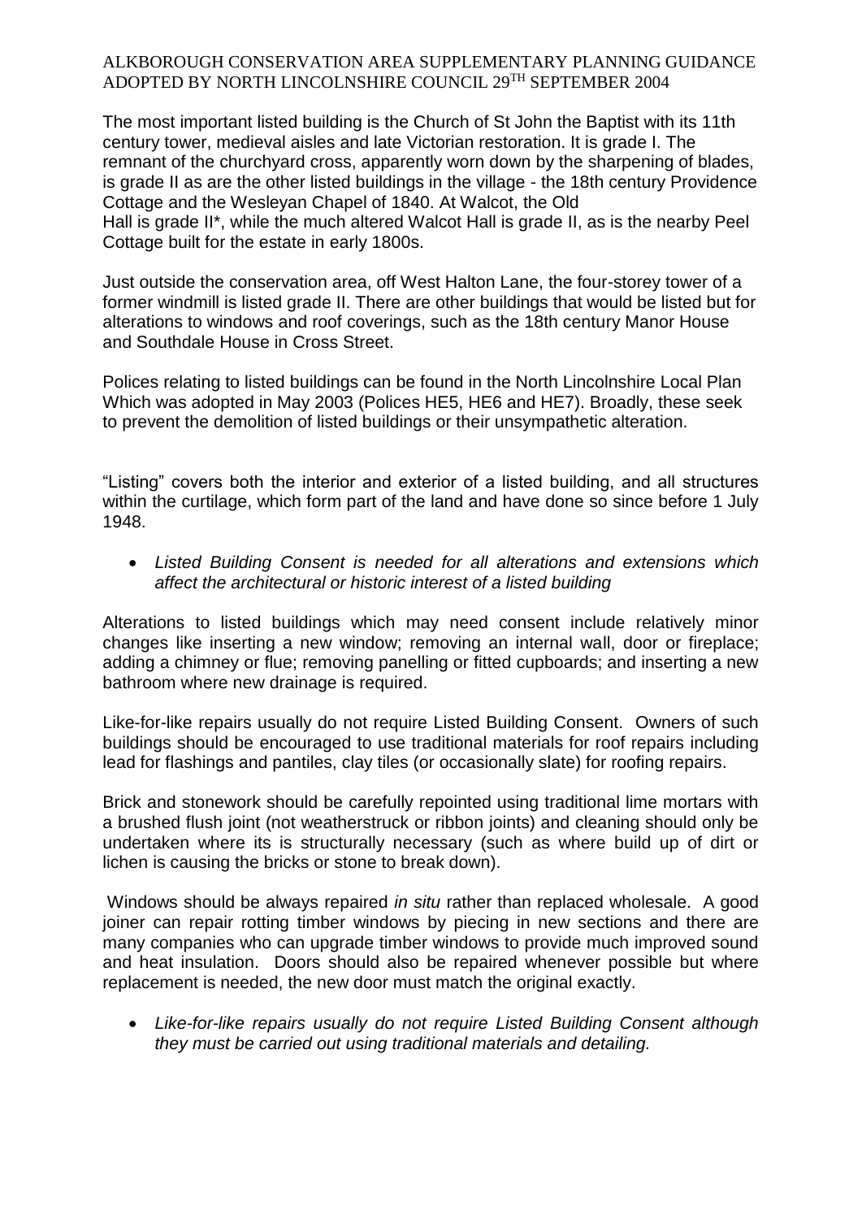The most important listed building is the Church of St John the Baptist with its 11th century tower, medieval aisles and late Victorian restoration. It is grade I. The remnant of the churchyard cross, apparently worn down by the sharpening of blades, is grade II as are the other listed buildings in the village - the 18th century Providence Cottage and the Wesleyan Chapel of 1840. At Walcot, the Old Hall is grade II*, while the much altered Walcot Hall is grade II, as is the nearby Peel Cottage built for the estate in early 1800s.

Just outside the conservation area, off West Halton Lane, the four-storey tower of a former windmill is listed grade II. There are other buildings that would be listed but for alterations to windows and roof coverings, such as the 18th century Manor House and Southdale House in Cross Street.

Polices relating to listed buildings can be found in the North Lincolnshire Local Plan Which was adopted in May 2003 (Polices HE5, HE6 and HE7). Broadly, these seek to prevent the demolition of listed buildings or their unsympathetic alteration.

"Listing" covers both the interior and exterior of a listed building, and all structures within the curtilage, which form part of the land and have done so since before 1 July 1948.

- *Listed Building Consent is needed for all alterations and extensions which affect the architectural or historic interest of a listed building*

Alterations to listed buildings which may need consent include relatively minor changes like inserting a new window; removing an internal wall, door or fireplace; adding a chimney or flue; removing panelling or fitted cupboards; and inserting a new bathroom where new drainage is required.

Like-for-like repairs usually do not require Listed Building Consent. Owners of such buildings should be encouraged to use traditional materials for roof repairs including lead for flashings and pantiles, clay tiles (or occasionally slate) for roofing repairs.

Brick and stonework should be carefully repointed using traditional lime mortars with a brushed flush joint (not weatherstruck or ribbon joints) and cleaning should only be undertaken where its is structurally necessary (such as where build up of dirt or lichen is causing the bricks or stone to break down).

Windows should be always repaired *in situ* rather than replaced wholesale. A good joiner can repair rotting timber windows by piecing in new sections and there are many companies who can upgrade timber windows to provide much improved sound and heat insulation. Doors should also be repaired whenever possible but where replacement is needed, the new door must match the original exactly.

- *Like-for-like repairs usually do not require Listed Building Consent although they must be carried out using traditional materials and detailing.*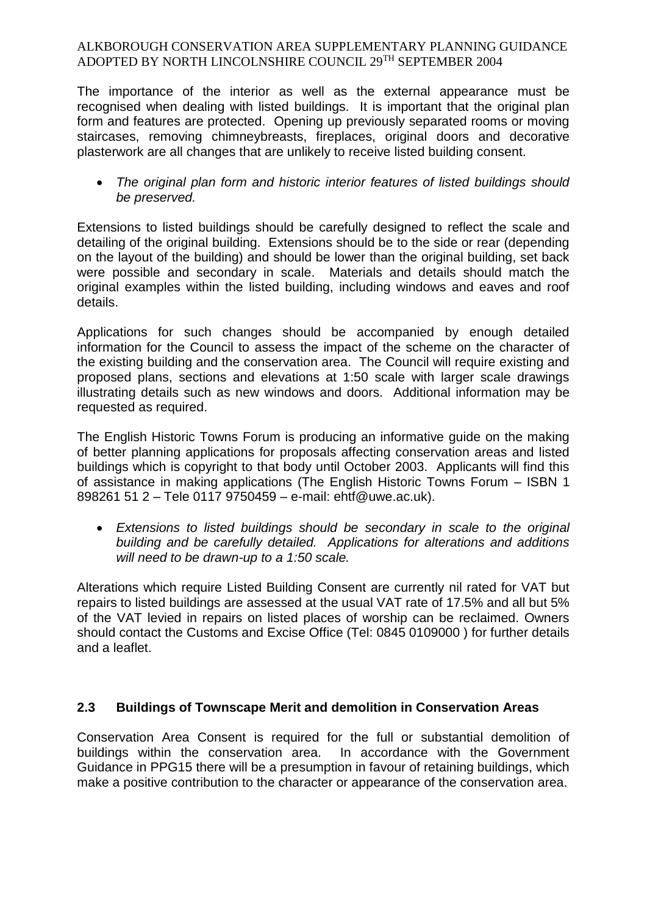The importance of the interior as well as the external appearance must be recognised when dealing with listed buildings. It is important that the original plan form and features are protected. Opening up previously separated rooms or moving staircases, removing chimneybreasts, fireplaces, original doors and decorative plasterwork are all changes that are unlikely to receive listed building consent.

- *The original plan form and historic interior features of listed buildings should be preserved.*

Extensions to listed buildings should be carefully designed to reflect the scale and detailing of the original building. Extensions should be to the side or rear (depending on the layout of the building) and should be lower than the original building, set back were possible and secondary in scale. Materials and details should match the original examples within the listed building, including windows and eaves and roof details.

Applications for such changes should be accompanied by enough detailed information for the Council to assess the impact of the scheme on the character of the existing building and the conservation area. The Council will require existing and proposed plans, sections and elevations at 1:50 scale with larger scale drawings illustrating details such as new windows and doors. Additional information may be requested as required.

The English Historic Towns Forum is producing an informative guide on the making of better planning applications for proposals affecting conservation areas and listed buildings which is copyright to that body until October 2003. Applicants will find this of assistance in making applications (The English Historic Towns Forum – ISBN 1 898261 51 2 – Tele 0117 9750459 – e-mail: ehtf@uwe.ac.uk).

- *Extensions to listed buildings should be secondary in scale to the original building and be carefully detailed. Applications for alterations and additions will need to be drawn-up to a 1:50 scale.*

Alterations which require Listed Building Consent are currently nil rated for VAT but repairs to listed buildings are assessed at the usual VAT rate of 17.5% and all but 5% of the VAT levied in repairs on listed places of worship can be reclaimed. Owners should contact the Customs and Excise Office (Tel: 0845 0109000 ) for further details and a leaflet.

### 2.3 Buildings of Townscape Merit and demolition in Conservation Areas

Conservation Area Consent is required for the full or substantial demolition of buildings within the conservation area. In accordance with the Government Guidance in PPG15 there will be a presumption in favour of retaining buildings, which make a positive contribution to the character or appearance of the conservation area.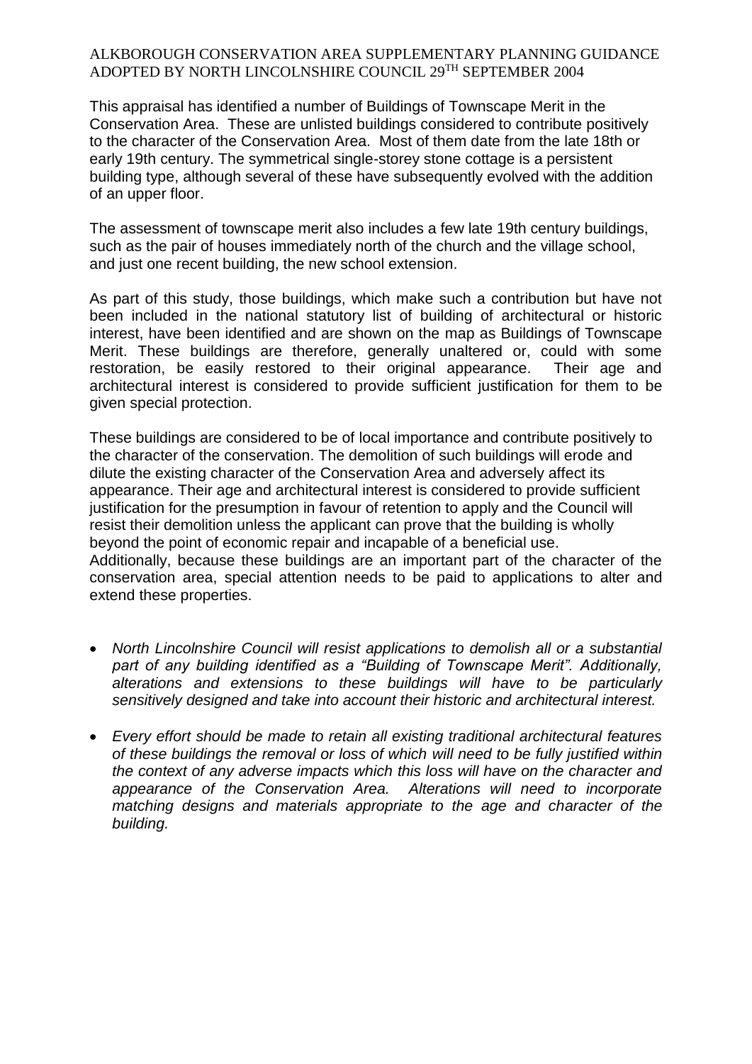This appraisal has identified a number of Buildings of Townscape Merit in the Conservation Area. These are unlisted buildings considered to contribute positively to the character of the Conservation Area. Most of them date from the late 18th or early 19th century. The symmetrical single-storey stone cottage is a persistent building type, although several of these have subsequently evolved with the addition of an upper floor.

The assessment of townscape merit also includes a few late 19th century buildings, such as the pair of houses immediately north of the church and the village school, and just one recent building, the new school extension.

As part of this study, those buildings, which make such a contribution but have not been included in the national statutory list of building of architectural or historic interest, have been identified and are shown on the map as Buildings of Townscape Merit. These buildings are therefore, generally unaltered or, could with some restoration, be easily restored to their original appearance. Their age and architectural interest is considered to provide sufficient justification for them to be given special protection.

These buildings are considered to be of local importance and contribute positively to the character of the conservation. The demolition of such buildings will erode and dilute the existing character of the Conservation Area and adversely affect its appearance. Their age and architectural interest is considered to provide sufficient justification for the presumption in favour of retention to apply and the Council will resist their demolition unless the applicant can prove that the building is wholly beyond the point of economic repair and incapable of a beneficial use.
Additionally, because these buildings are an important part of the character of the conservation area, special attention needs to be paid to applications to alter and extend these properties.

- *North Lincolnshire Council will resist applications to demolish all or a substantial part of any building identified as a "Building of Townscape Merit". Additionally, alterations and extensions to these buildings will have to be particularly sensitively designed and take into account their historic and architectural interest.*
- *Every effort should be made to retain all existing traditional architectural features of these buildings the removal or loss of which will need to be fully justified within the context of any adverse impacts which this loss will have on the character and appearance of the Conservation Area. Alterations will need to incorporate matching designs and materials appropriate to the age and character of the building.*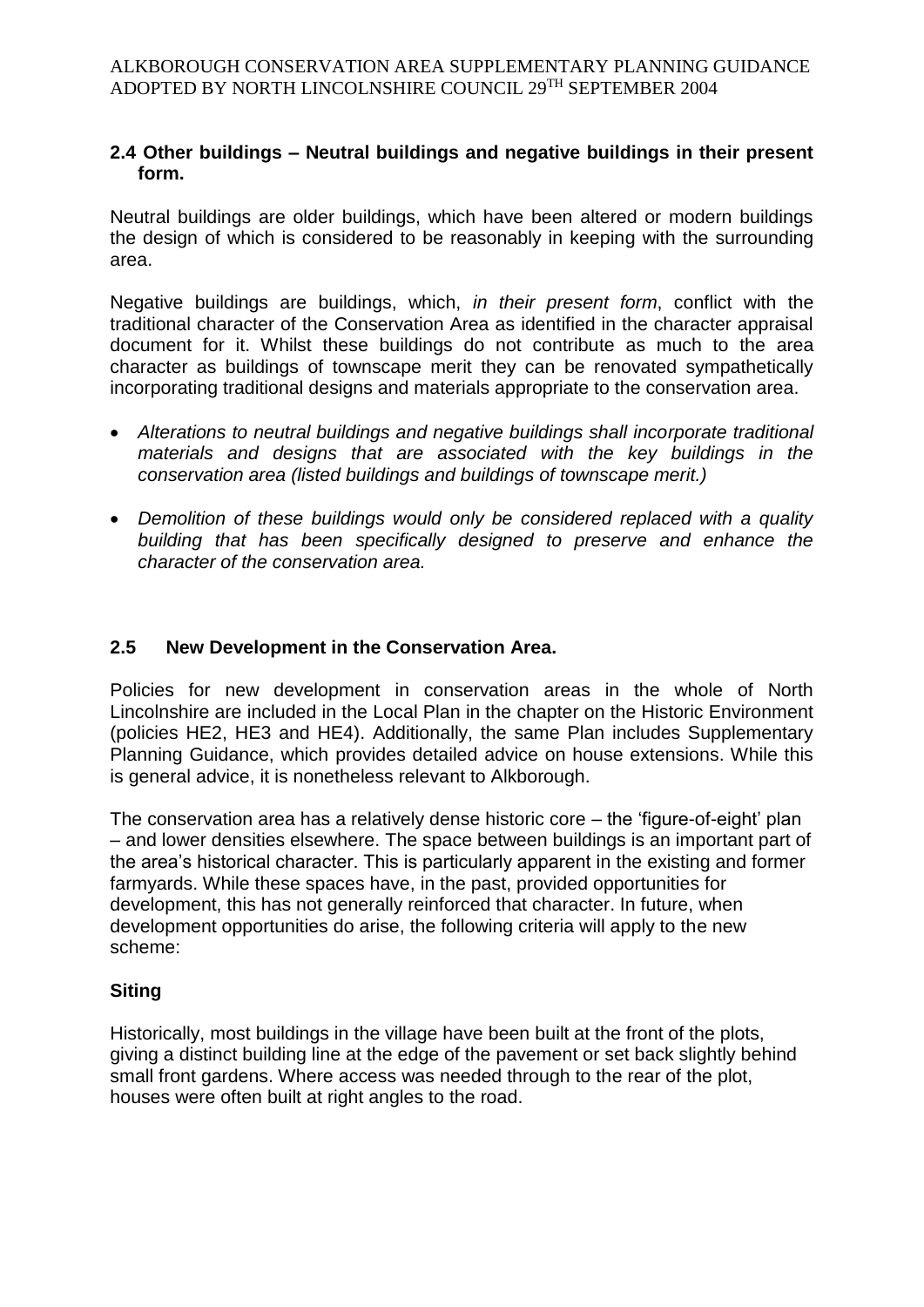## 2.4 Other buildings – Neutral buildings and negative buildings in their present form.

Neutral buildings are older buildings, which have been altered or modern buildings the design of which is considered to be reasonably in keeping with the surrounding area.

Negative buildings are buildings, which, *in their present form*, conflict with the traditional character of the Conservation Area as identified in the character appraisal document for it. Whilst these buildings do not contribute as much to the area character as buildings of townscape merit they can be renovated sympathetically incorporating traditional designs and materials appropriate to the conservation area.

- *Alterations to neutral buildings and negative buildings shall incorporate traditional materials and designs that are associated with the key buildings in the conservation area (listed buildings and buildings of townscape merit.)*
- *Demolition of these buildings would only be considered replaced with a quality building that has been specifically designed to preserve and enhance the character of the conservation area.*

## 2.5 New Development in the Conservation Area.

Policies for new development in conservation areas in the whole of North Lincolnshire are included in the Local Plan in the chapter on the Historic Environment (policies HE2, HE3 and HE4). Additionally, the same Plan includes Supplementary Planning Guidance, which provides detailed advice on house extensions. While this is general advice, it is nonetheless relevant to Alkborough.

The conservation area has a relatively dense historic core – the 'figure-of-eight' plan – and lower densities elsewhere. The space between buildings is an important part of the area's historical character. This is particularly apparent in the existing and former farmyards. While these spaces have, in the past, provided opportunities for development, this has not generally reinforced that character. In future, when development opportunities do arise, the following criteria will apply to the new scheme:

### Siting

Historically, most buildings in the village have been built at the front of the plots, giving a distinct building line at the edge of the pavement or set back slightly behind small front gardens. Where access was needed through to the rear of the plot, houses were often built at right angles to the road.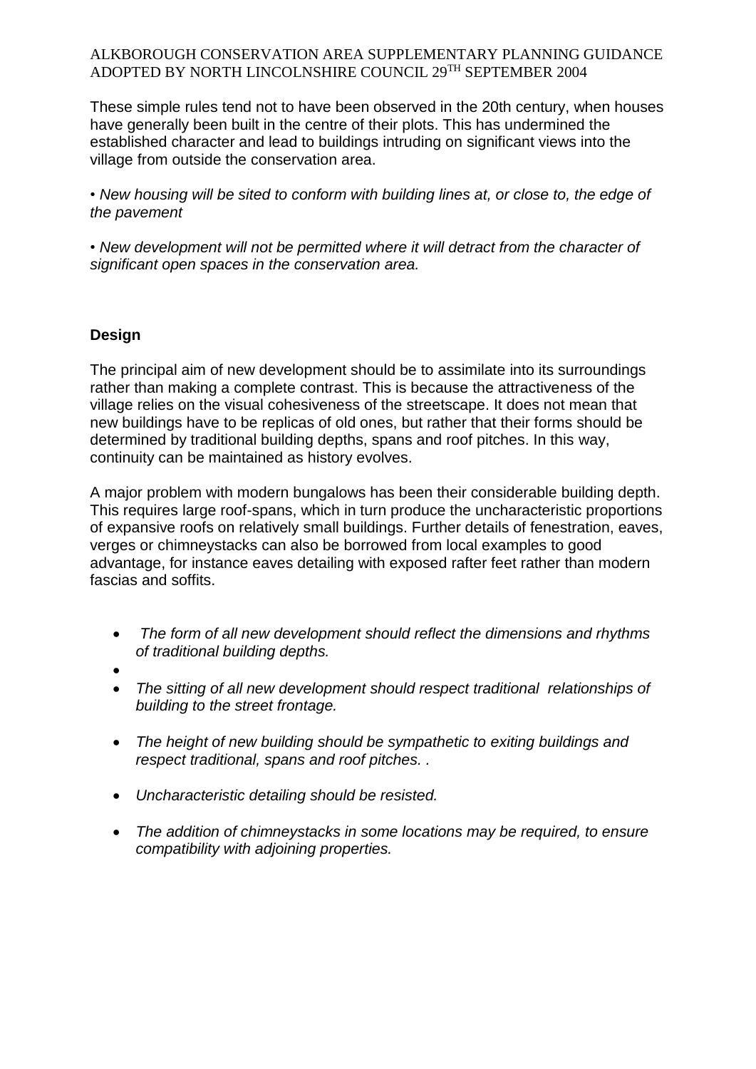These simple rules tend not to have been observed in the 20th century, when houses have generally been built in the centre of their plots. This has undermined the established character and lead to buildings intruding on significant views into the village from outside the conservation area.

- *New housing will be sited to conform with building lines at, or close to, the edge of the pavement*

- *New development will not be permitted where it will detract from the character of significant open spaces in the conservation area.*

### Design

The principal aim of new development should be to assimilate into its surroundings rather than making a complete contrast. This is because the attractiveness of the village relies on the visual cohesiveness of the streetscape. It does not mean that new buildings have to be replicas of old ones, but rather that their forms should be determined by traditional building depths, spans and roof pitches. In this way, continuity can be maintained as history evolves.

A major problem with modern bungalows has been their considerable building depth. This requires large roof-spans, which in turn produce the uncharacteristic proportions of expansive roofs on relatively small buildings. Further details of fenestration, eaves, verges or chimneystacks can also be borrowed from local examples to good advantage, for instance eaves detailing with exposed rafter feet rather than modern fascias and soffits.

- *The form of all new development should reflect the dimensions and rhythms of traditional building depths.*
- *The sitting of all new development should respect traditional relationships of building to the street frontage.*
- *The height of new building should be sympathetic to exiting buildings and respect traditional, spans and roof pitches. .*
- *Uncharacteristic detailing should be resisted.*
- *The addition of chimneystacks in some locations may be required, to ensure compatibility with adjoining properties.*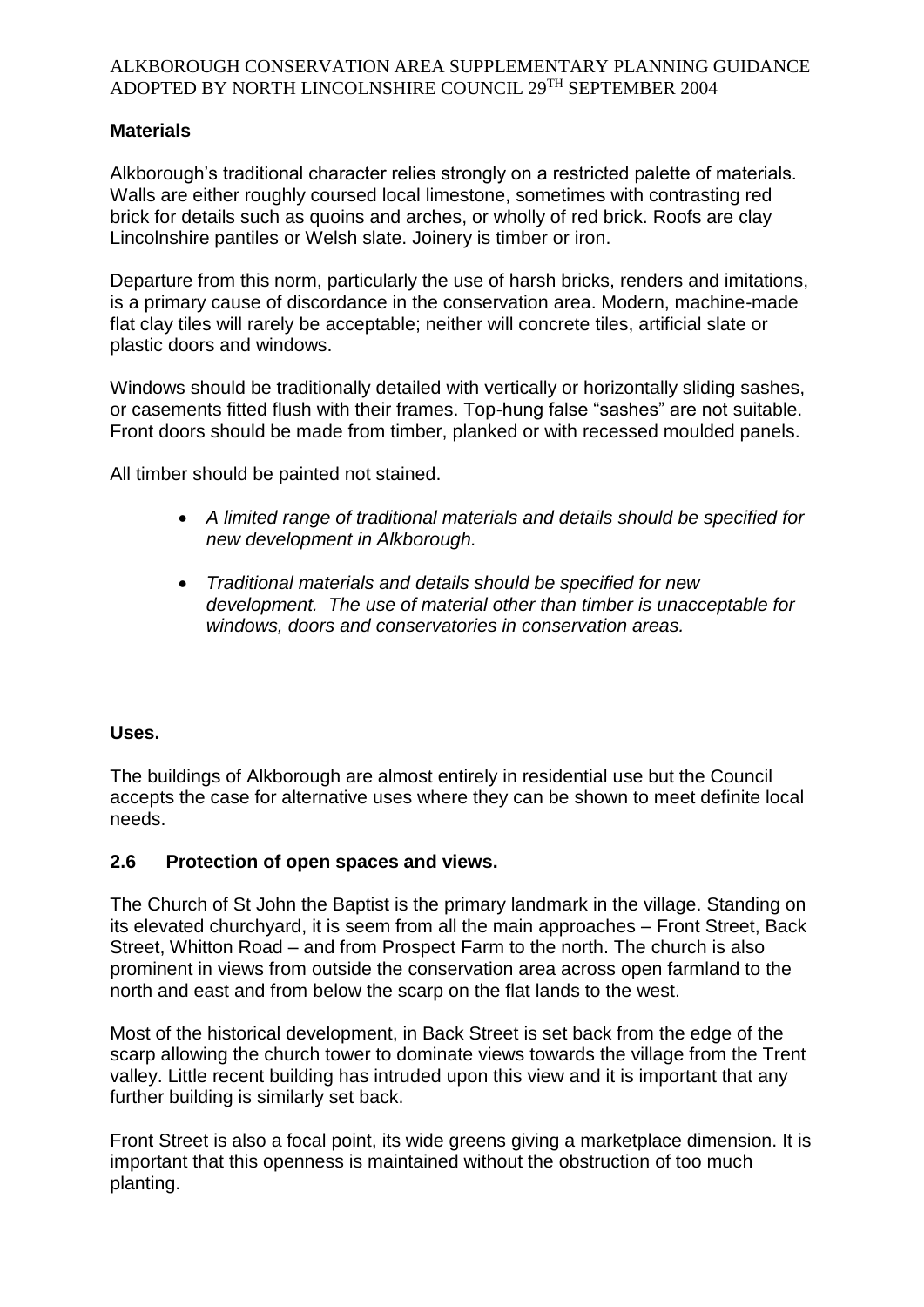**Materials**

Alkborough's traditional character relies strongly on a restricted palette of materials. Walls are either roughly coursed local limestone, sometimes with contrasting red brick for details such as quoins and arches, or wholly of red brick. Roofs are clay Lincolnshire pantiles or Welsh slate. Joinery is timber or iron.

Departure from this norm, particularly the use of harsh bricks, renders and imitations, is a primary cause of discordance in the conservation area. Modern, machine-made flat clay tiles will rarely be acceptable; neither will concrete tiles, artificial slate or plastic doors and windows.

Windows should be traditionally detailed with vertically or horizontally sliding sashes, or casements fitted flush with their frames. Top-hung false "sashes" are not suitable. Front doors should be made from timber, planked or with recessed moulded panels.

All timber should be painted not stained.

- *A limited range of traditional materials and details should be specified for new development in Alkborough.*
- *Traditional materials and details should be specified for new development. The use of material other than timber is unacceptable for windows, doors and conservatories in conservation areas.*

**Uses.**

The buildings of Alkborough are almost entirely in residential use but the Council accepts the case for alternative uses where they can be shown to meet definite local needs.

### 2.6 Protection of open spaces and views.

The Church of St John the Baptist is the primary landmark in the village. Standing on its elevated churchyard, it is seem from all the main approaches – Front Street, Back Street, Whitton Road – and from Prospect Farm to the north. The church is also prominent in views from outside the conservation area across open farmland to the north and east and from below the scarp on the flat lands to the west.

Most of the historical development, in Back Street is set back from the edge of the scarp allowing the church tower to dominate views towards the village from the Trent valley. Little recent building has intruded upon this view and it is important that any further building is similarly set back.

Front Street is also a focal point, its wide greens giving a marketplace dimension. It is important that this openness is maintained without the obstruction of too much planting.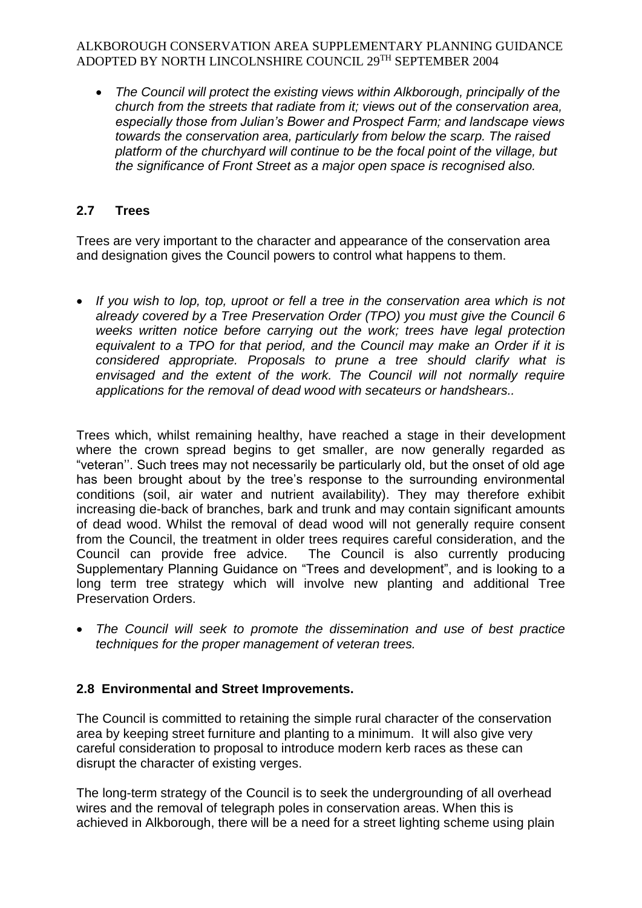- *The Council will protect the existing views within Alkborough, principally of the church from the streets that radiate from it; views out of the conservation area, especially those from Julian's Bower and Prospect Farm; and landscape views towards the conservation area, particularly from below the scarp. The raised platform of the churchyard will continue to be the focal point of the village, but the significance of Front Street as a major open space is recognised also.*

## 2.7 Trees

Trees are very important to the character and appearance of the conservation area and designation gives the Council powers to control what happens to them.

- *If you wish to lop, top, uproot or fell a tree in the conservation area which is not already covered by a Tree Preservation Order (TPO) you must give the Council 6 weeks written notice before carrying out the work; trees have legal protection equivalent to a TPO for that period, and the Council may make an Order if it is considered appropriate. Proposals to prune a tree should clarify what is envisaged and the extent of the work. The Council will not normally require applications for the removal of dead wood with secateurs or handshears..*

Trees which, whilst remaining healthy, have reached a stage in their development where the crown spread begins to get smaller, are now generally regarded as "veteran''. Such trees may not necessarily be particularly old, but the onset of old age has been brought about by the tree's response to the surrounding environmental conditions (soil, air water and nutrient availability). They may therefore exhibit increasing die-back of branches, bark and trunk and may contain significant amounts of dead wood. Whilst the removal of dead wood will not generally require consent from the Council, the treatment in older trees requires careful consideration, and the Council can provide free advice. The Council is also currently producing Supplementary Planning Guidance on "Trees and development", and is looking to a long term tree strategy which will involve new planting and additional Tree Preservation Orders.

- *The Council will seek to promote the dissemination and use of best practice techniques for the proper management of veteran trees.*

## 2.8 Environmental and Street Improvements.

The Council is committed to retaining the simple rural character of the conservation area by keeping street furniture and planting to a minimum. It will also give very careful consideration to proposal to introduce modern kerb races as these can disrupt the character of existing verges.

The long-term strategy of the Council is to seek the undergrounding of all overhead wires and the removal of telegraph poles in conservation areas. When this is achieved in Alkborough, there will be a need for a street lighting scheme using plain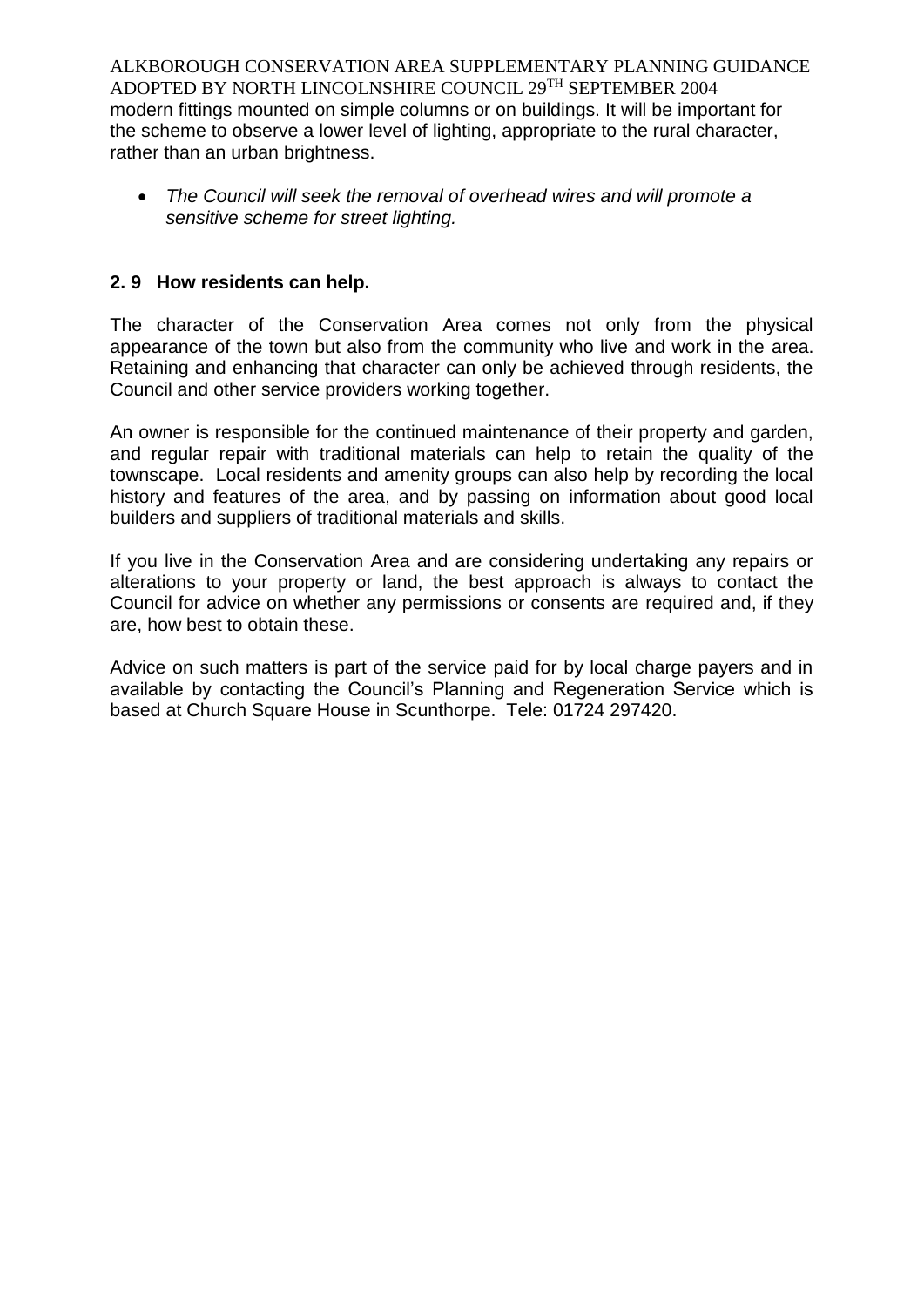modern fittings mounted on simple columns or on buildings. It will be important for the scheme to observe a lower level of lighting, appropriate to the rural character, rather than an urban brightness.

- *The Council will seek the removal of overhead wires and will promote a sensitive scheme for street lighting.*

## 2. 9 How residents can help.

The character of the Conservation Area comes not only from the physical appearance of the town but also from the community who live and work in the area. Retaining and enhancing that character can only be achieved through residents, the Council and other service providers working together.

An owner is responsible for the continued maintenance of their property and garden, and regular repair with traditional materials can help to retain the quality of the townscape. Local residents and amenity groups can also help by recording the local history and features of the area, and by passing on information about good local builders and suppliers of traditional materials and skills.

If you live in the Conservation Area and are considering undertaking any repairs or alterations to your property or land, the best approach is always to contact the Council for advice on whether any permissions or consents are required and, if they are, how best to obtain these.

Advice on such matters is part of the service paid for by local charge payers and in available by contacting the Council's Planning and Regeneration Service which is based at Church Square House in Scunthorpe. Tele: 01724 297420.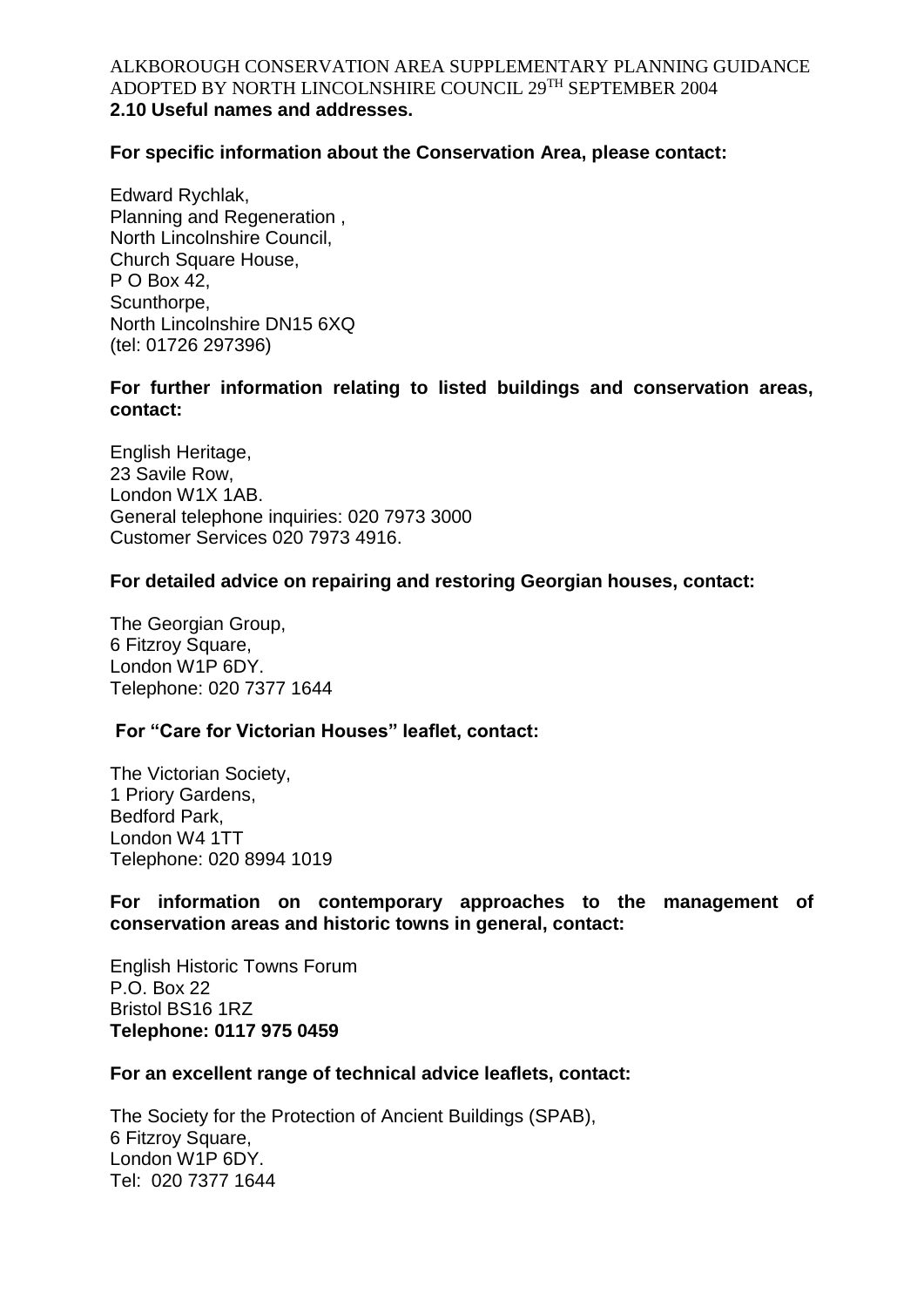## 2.10 Useful names and addresses.

**For specific information about the Conservation Area, please contact:**

Edward Rychlak,
Planning and Regeneration ,
North Lincolnshire Council,
Church Square House,
P O Box 42,
Scunthorpe,
North Lincolnshire DN15 6XQ
(tel: 01726 297396)

**For further information relating to listed buildings and conservation areas, contact:**

English Heritage,
23 Savile Row,
London W1X 1AB.
General telephone inquiries: 020 7973 3000
Customer Services 020 7973 4916.

**For detailed advice on repairing and restoring Georgian houses, contact:**

The Georgian Group,
6 Fitzroy Square,
London W1P 6DY.
Telephone: 020 7377 1644

**For "Care for Victorian Houses" leaflet, contact:**

The Victorian Society,
1 Priory Gardens,
Bedford Park,
London W4 1TT
Telephone: 020 8994 1019

**For information on contemporary approaches to the management of conservation areas and historic towns in general, contact:**

English Historic Towns Forum
P.O. Box 22
Bristol BS16 1RZ
**Telephone: 0117 975 0459**

**For an excellent range of technical advice leaflets, contact:**

The Society for the Protection of Ancient Buildings (SPAB),
6 Fitzroy Square,
London W1P 6DY.
Tel: 020 7377 1644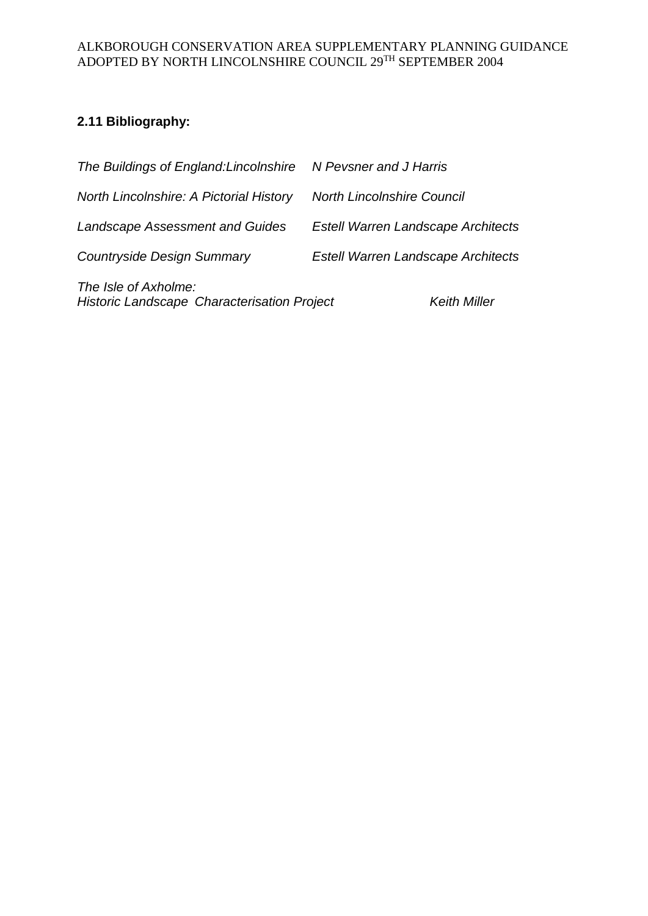## 2.11 Bibliography:

| | |
|---|---|
| *The Buildings of England:Lincolnshire* | *N Pevsner and J Harris* |
| *North Lincolnshire: A Pictorial History* | *North Lincolnshire Council* |
| *Landscape Assessment and Guides* | *Estell Warren Landscape Architects* |
| *Countryside Design Summary* | *Estell Warren Landscape Architects* |
| *The Isle of Axholme: Historic Landscape Characterisation Project* | *Keith Miller* |